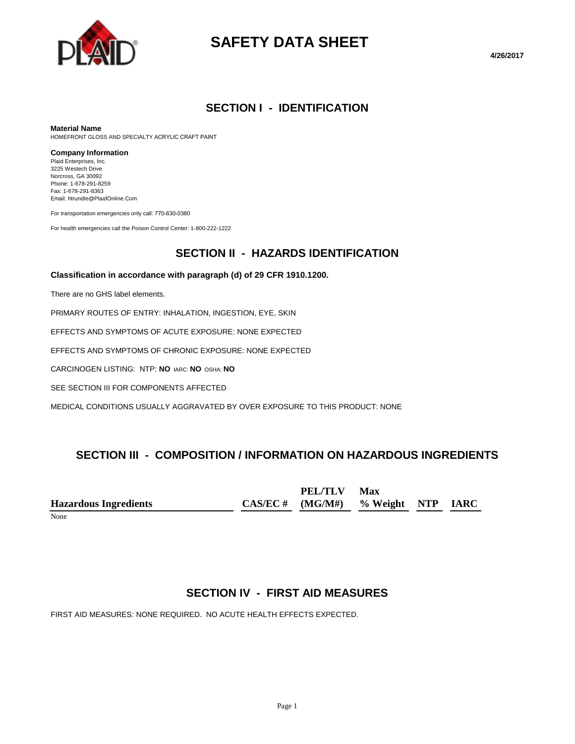# SAFETY DATA SHEET

**4/26/2017**

## SECTION I - IDENTIFICATION

**Material Name**
HOMEFRONT GLOSS AND SPECIALTY ACRYLIC CRAFT PAINT

**Company Information**
Plaid Enterprises, Inc.
3225 Westech Drive
Norcross, GA 30092
Phone: 1-678-291-8259
Fax: 1-678-291-8363
Email: htrundle@PlaidOnline.Com

For transportation emergencies only call: 770-630-0380

For health emergencies call the Poison Control Center: 1-800-222-1222

## SECTION II - HAZARDS IDENTIFICATION

**Classification in accordance with paragraph (d) of 29 CFR 1910.1200.**

There are no GHS label elements.

PRIMARY ROUTES OF ENTRY: INHALATION, INGESTION, EYE, SKIN

EFFECTS AND SYMPTOMS OF ACUTE EXPOSURE: NONE EXPECTED

EFFECTS AND SYMPTOMS OF CHRONIC EXPOSURE: NONE EXPECTED

CARCINOGEN LISTING: NTP: **NO** IARC: **NO** OSHA: **NO**

SEE SECTION III FOR COMPONENTS AFFECTED

MEDICAL CONDITIONS USUALLY AGGRAVATED BY OVER EXPOSURE TO THIS PRODUCT: NONE

## SECTION III - COMPOSITION / INFORMATION ON HAZARDOUS INGREDIENTS

| Hazardous Ingredients | CAS/EC # | PEL/TLV (MG/M#) | Max % Weight | NTP | IARC |
|---|---|---|---|---|---|
| None | | | | | |

## SECTION IV - FIRST AID MEASURES

FIRST AID MEASURES: NONE REQUIRED. NO ACUTE HEALTH EFFECTS EXPECTED.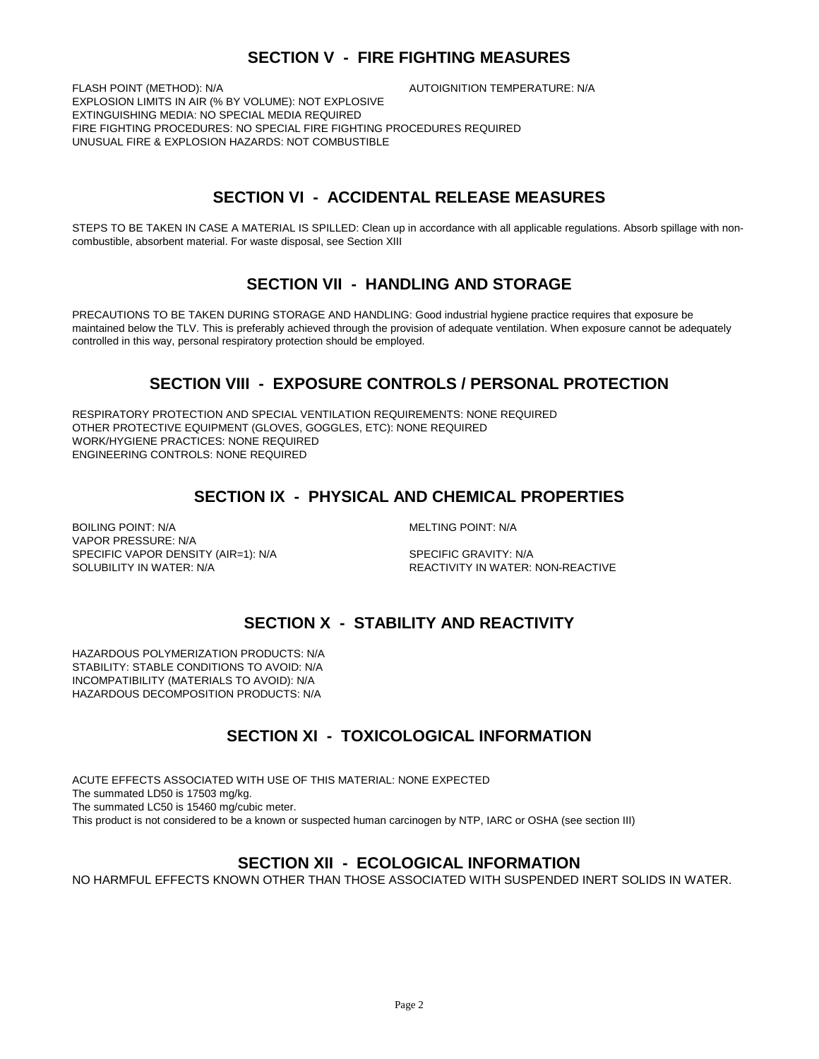## SECTION V - FIRE FIGHTING MEASURES

FLASH POINT (METHOD): N/A

AUTOIGNITION TEMPERATURE: N/A

EXPLOSION LIMITS IN AIR (% BY VOLUME): NOT EXPLOSIVE

EXTINGUISHING MEDIA: NO SPECIAL MEDIA REQUIRED

FIRE FIGHTING PROCEDURES: NO SPECIAL FIRE FIGHTING PROCEDURES REQUIRED

UNUSUAL FIRE & EXPLOSION HAZARDS: NOT COMBUSTIBLE

## SECTION VI - ACCIDENTAL RELEASE MEASURES

STEPS TO BE TAKEN IN CASE A MATERIAL IS SPILLED: Clean up in accordance with all applicable regulations. Absorb spillage with non-combustible, absorbent material. For waste disposal, see Section XIII

## SECTION VII - HANDLING AND STORAGE

PRECAUTIONS TO BE TAKEN DURING STORAGE AND HANDLING: Good industrial hygiene practice requires that exposure be maintained below the TLV. This is preferably achieved through the provision of adequate ventilation. When exposure cannot be adequately controlled in this way, personal respiratory protection should be employed.

## SECTION VIII - EXPOSURE CONTROLS / PERSONAL PROTECTION

RESPIRATORY PROTECTION AND SPECIAL VENTILATION REQUIREMENTS: NONE REQUIRED

OTHER PROTECTIVE EQUIPMENT (GLOVES, GOGGLES, ETC): NONE REQUIRED

WORK/HYGIENE PRACTICES: NONE REQUIRED

ENGINEERING CONTROLS: NONE REQUIRED

## SECTION IX - PHYSICAL AND CHEMICAL PROPERTIES

BOILING POINT: N/A

MELTING POINT: N/A

VAPOR PRESSURE: N/A

SPECIFIC VAPOR DENSITY (AIR=1): N/A

SPECIFIC GRAVITY: N/A

SOLUBILITY IN WATER: N/A

REACTIVITY IN WATER: NON-REACTIVE

## SECTION X - STABILITY AND REACTIVITY

HAZARDOUS POLYMERIZATION PRODUCTS: N/A

STABILITY: STABLE CONDITIONS TO AVOID: N/A

INCOMPATIBILITY (MATERIALS TO AVOID): N/A

HAZARDOUS DECOMPOSITION PRODUCTS: N/A

## SECTION XI - TOXICOLOGICAL INFORMATION

ACUTE EFFECTS ASSOCIATED WITH USE OF THIS MATERIAL: NONE EXPECTED

The summated LD50 is 17503 mg/kg.

The summated LC50 is 15460 mg/cubic meter.

This product is not considered to be a known or suspected human carcinogen by NTP, IARC or OSHA (see section III)

## SECTION XII - ECOLOGICAL INFORMATION

NO HARMFUL EFFECTS KNOWN OTHER THAN THOSE ASSOCIATED WITH SUSPENDED INERT SOLIDS IN WATER.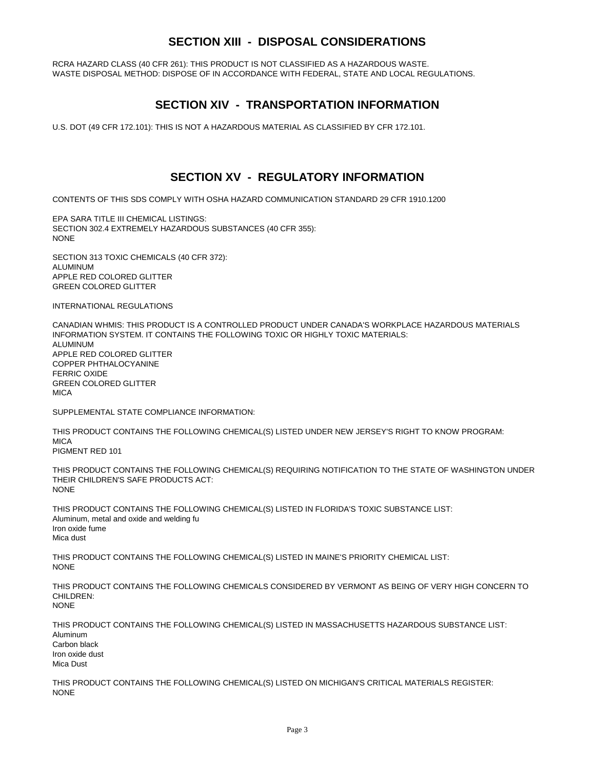## SECTION XIII - DISPOSAL CONSIDERATIONS

RCRA HAZARD CLASS (40 CFR 261): THIS PRODUCT IS NOT CLASSIFIED AS A HAZARDOUS WASTE.
WASTE DISPOSAL METHOD: DISPOSE OF IN ACCORDANCE WITH FEDERAL, STATE AND LOCAL REGULATIONS.

## SECTION XIV - TRANSPORTATION INFORMATION

U.S. DOT (49 CFR 172.101): THIS IS NOT A HAZARDOUS MATERIAL AS CLASSIFIED BY CFR 172.101.

## SECTION XV - REGULATORY INFORMATION

CONTENTS OF THIS SDS COMPLY WITH OSHA HAZARD COMMUNICATION STANDARD 29 CFR 1910.1200

EPA SARA TITLE III CHEMICAL LISTINGS:
SECTION 302.4 EXTREMELY HAZARDOUS SUBSTANCES (40 CFR 355):
NONE

SECTION 313 TOXIC CHEMICALS (40 CFR 372):
ALUMINUM
APPLE RED COLORED GLITTER
GREEN COLORED GLITTER

INTERNATIONAL REGULATIONS

CANADIAN WHMIS: THIS PRODUCT IS A CONTROLLED PRODUCT UNDER CANADA'S WORKPLACE HAZARDOUS MATERIALS INFORMATION SYSTEM. IT CONTAINS THE FOLLOWING TOXIC OR HIGHLY TOXIC MATERIALS:
ALUMINUM
APPLE RED COLORED GLITTER
COPPER PHTHALOCYANINE
FERRIC OXIDE
GREEN COLORED GLITTER
MICA

SUPPLEMENTAL STATE COMPLIANCE INFORMATION:

THIS PRODUCT CONTAINS THE FOLLOWING CHEMICAL(S) LISTED UNDER NEW JERSEY'S RIGHT TO KNOW PROGRAM:
MICA
PIGMENT RED 101

THIS PRODUCT CONTAINS THE FOLLOWING CHEMICAL(S) REQUIRING NOTIFICATION TO THE STATE OF WASHINGTON UNDER THEIR CHILDREN'S SAFE PRODUCTS ACT:
NONE

THIS PRODUCT CONTAINS THE FOLLOWING CHEMICAL(S) LISTED IN FLORIDA'S TOXIC SUBSTANCE LIST:
Aluminum, metal and oxide and welding fu
Iron oxide fume
Mica dust

THIS PRODUCT CONTAINS THE FOLLOWING CHEMICAL(S) LISTED IN MAINE'S PRIORITY CHEMICAL LIST:
NONE

THIS PRODUCT CONTAINS THE FOLLOWING CHEMICALS CONSIDERED BY VERMONT AS BEING OF VERY HIGH CONCERN TO CHILDREN:
NONE

THIS PRODUCT CONTAINS THE FOLLOWING CHEMICAL(S) LISTED IN MASSACHUSETTS HAZARDOUS SUBSTANCE LIST:
Aluminum
Carbon black
Iron oxide dust
Mica Dust

THIS PRODUCT CONTAINS THE FOLLOWING CHEMICAL(S) LISTED ON MICHIGAN'S CRITICAL MATERIALS REGISTER:
NONE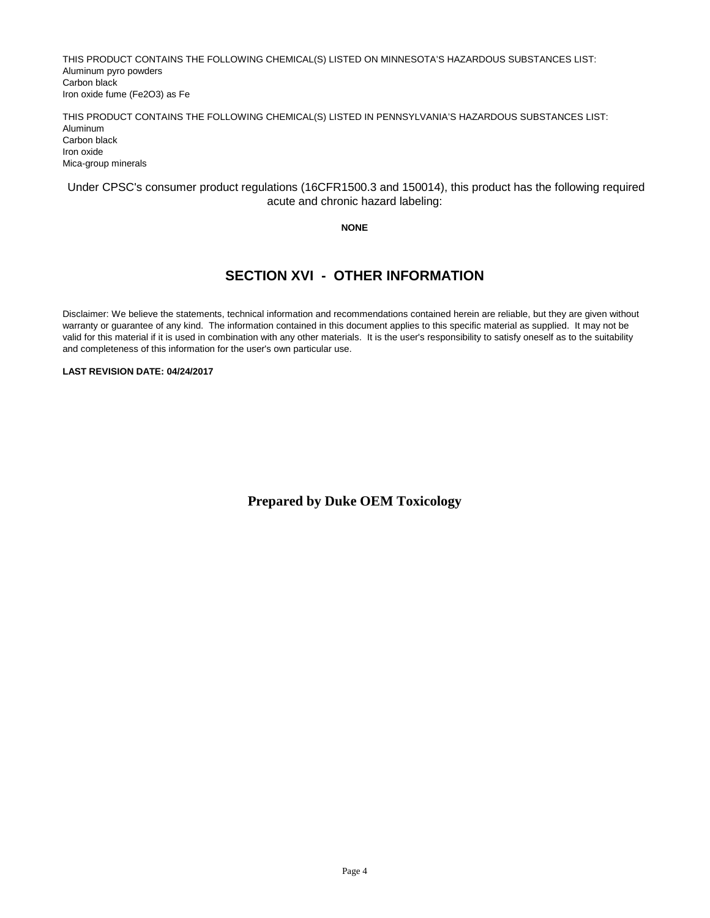THIS PRODUCT CONTAINS THE FOLLOWING CHEMICAL(S) LISTED ON MINNESOTA'S HAZARDOUS SUBSTANCES LIST:
Aluminum pyro powders
Carbon black
Iron oxide fume (Fe2O3) as Fe

THIS PRODUCT CONTAINS THE FOLLOWING CHEMICAL(S) LISTED IN PENNSYLVANIA'S HAZARDOUS SUBSTANCES LIST:
Aluminum
Carbon black
Iron oxide
Mica-group minerals

Under CPSC's consumer product regulations (16CFR1500.3 and 150014), this product has the following required acute and chronic hazard labeling:

**NONE**

## SECTION XVI - OTHER INFORMATION

Disclaimer: We believe the statements, technical information and recommendations contained herein are reliable, but they are given without warranty or guarantee of any kind. The information contained in this document applies to this specific material as supplied. It may not be valid for this material if it is used in combination with any other materials. It is the user's responsibility to satisfy oneself as to the suitability and completeness of this information for the user's own particular use.

**LAST REVISION DATE: 04/24/2017**

**Prepared by Duke OEM Toxicology**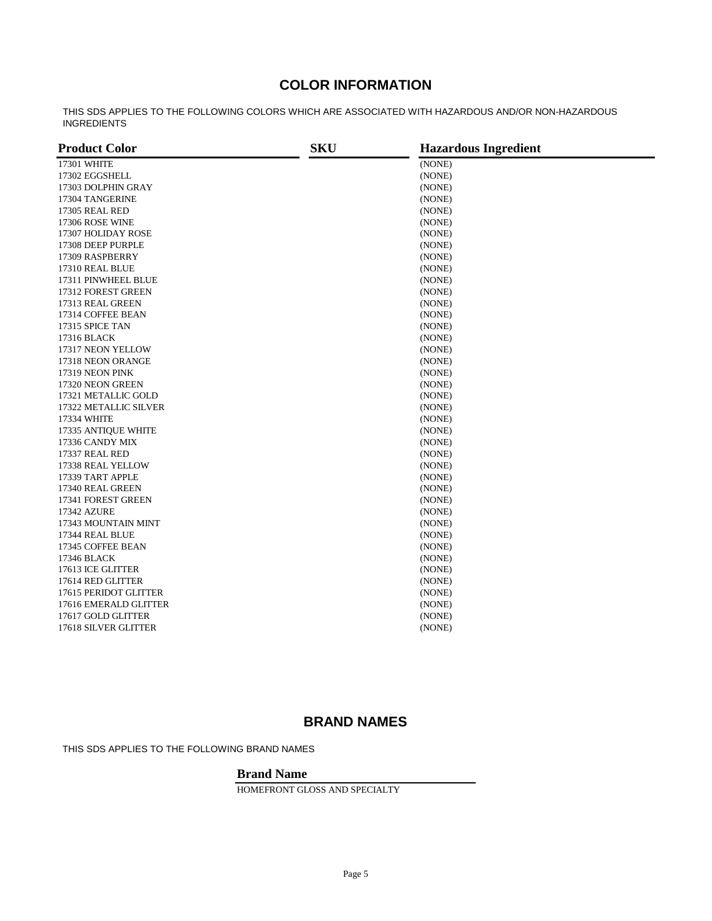## COLOR INFORMATION

THIS SDS APPLIES TO THE FOLLOWING COLORS WHICH ARE ASSOCIATED WITH HAZARDOUS AND/OR NON-HAZARDOUS INGREDIENTS

| Product Color | SKU | Hazardous Ingredient |
|---|---|---|
| 17301 WHITE | | (NONE) |
| 17302 EGGSHELL | | (NONE) |
| 17303 DOLPHIN GRAY | | (NONE) |
| 17304 TANGERINE | | (NONE) |
| 17305 REAL RED | | (NONE) |
| 17306 ROSE WINE | | (NONE) |
| 17307 HOLIDAY ROSE | | (NONE) |
| 17308 DEEP PURPLE | | (NONE) |
| 17309 RASPBERRY | | (NONE) |
| 17310 REAL BLUE | | (NONE) |
| 17311 PINWHEEL BLUE | | (NONE) |
| 17312 FOREST GREEN | | (NONE) |
| 17313 REAL GREEN | | (NONE) |
| 17314 COFFEE BEAN | | (NONE) |
| 17315 SPICE TAN | | (NONE) |
| 17316 BLACK | | (NONE) |
| 17317 NEON YELLOW | | (NONE) |
| 17318 NEON ORANGE | | (NONE) |
| 17319 NEON PINK | | (NONE) |
| 17320 NEON GREEN | | (NONE) |
| 17321 METALLIC GOLD | | (NONE) |
| 17322 METALLIC SILVER | | (NONE) |
| 17334 WHITE | | (NONE) |
| 17335 ANTIQUE WHITE | | (NONE) |
| 17336 CANDY MIX | | (NONE) |
| 17337 REAL RED | | (NONE) |
| 17338 REAL YELLOW | | (NONE) |
| 17339 TART APPLE | | (NONE) |
| 17340 REAL GREEN | | (NONE) |
| 17341 FOREST GREEN | | (NONE) |
| 17342 AZURE | | (NONE) |
| 17343 MOUNTAIN MINT | | (NONE) |
| 17344 REAL BLUE | | (NONE) |
| 17345 COFFEE BEAN | | (NONE) |
| 17346 BLACK | | (NONE) |
| 17613 ICE GLITTER | | (NONE) |
| 17614 RED GLITTER | | (NONE) |
| 17615 PERIDOT GLITTER | | (NONE) |
| 17616 EMERALD GLITTER | | (NONE) |
| 17617 GOLD GLITTER | | (NONE) |
| 17618 SILVER GLITTER | | (NONE) |

## BRAND NAMES

THIS SDS APPLIES TO THE FOLLOWING BRAND NAMES

| Brand Name |
|---|
| HOMEFRONT GLOSS AND SPECIALTY |